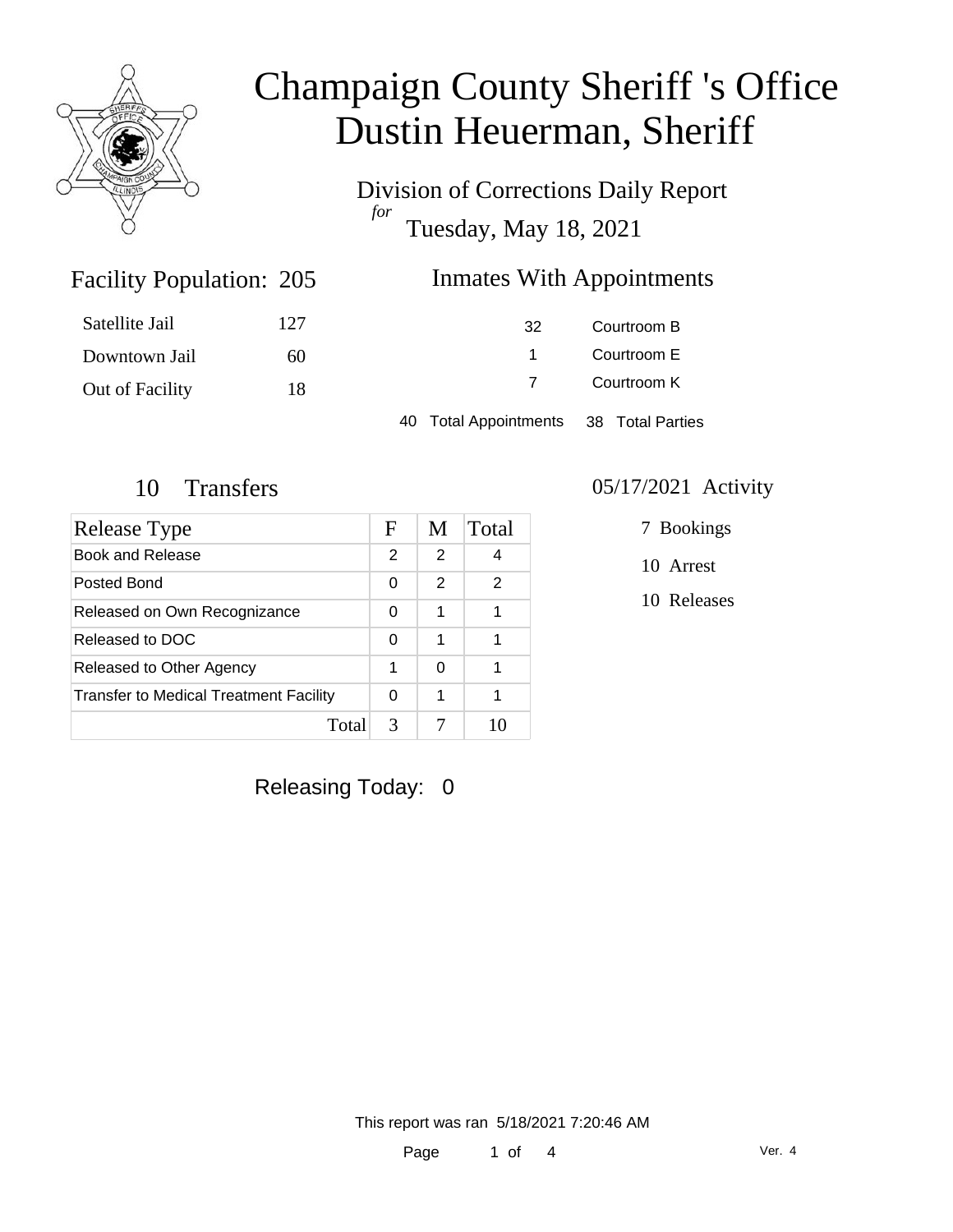# Champaign County Sheriff 's Office
# Dustin Heuerman, Sheriff

Division of Corrections Daily Report
*for*
Tuesday, May 18, 2021

## Facility Population: 205

| | |
|---|---|
| Satellite Jail | 127 |
| Downtown Jail | 60 |
| Out of Facility | 18 |

## Inmates With Appointments

| | |
|---|---|
| 32 | Courtroom B |
| 1 | Courtroom E |
| 7 | Courtroom K |

40 Total Appointments 38 Total Parties

## 10 Transfers

| Release Type | F | M | Total |
|---|---|---|---|
| Book and Release | 2 | 2 | 4 |
| Posted Bond | 0 | 2 | 2 |
| Released on Own Recognizance | 0 | 1 | 1 |
| Released to DOC | 0 | 1 | 1 |
| Released to Other Agency | 1 | 0 | 1 |
| Transfer to Medical Treatment Facility | 0 | 1 | 1 |
| Total | 3 | 7 | 10 |

## 05/17/2021 Activity

7 Bookings

10 Arrest

10 Releases

Releasing Today: 0

This report was ran 5/18/2021 7:20:46 AM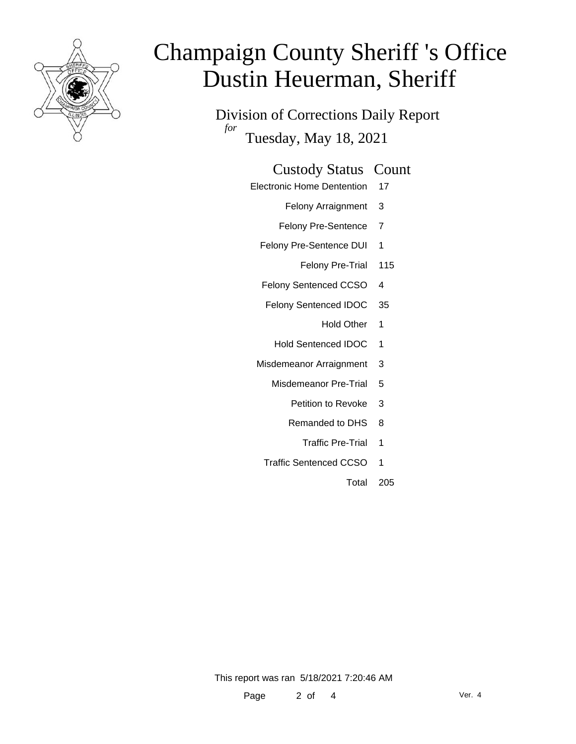# Champaign County Sheriff 's Office
# Dustin Heuerman, Sheriff

Division of Corrections Daily Report

*for*

Tuesday, May 18, 2021

| Custody Status | Count |
|---|---|
| Electronic Home Dentention | 17 |
| Felony Arraignment | 3 |
| Felony Pre-Sentence | 7 |
| Felony Pre-Sentence DUI | 1 |
| Felony Pre-Trial | 115 |
| Felony Sentenced CCSO | 4 |
| Felony Sentenced IDOC | 35 |
| Hold Other | 1 |
| Hold Sentenced IDOC | 1 |
| Misdemeanor Arraignment | 3 |
| Misdemeanor Pre-Trial | 5 |
| Petition to Revoke | 3 |
| Remanded to DHS | 8 |
| Traffic Pre-Trial | 1 |
| Traffic Sentenced CCSO | 1 |
| Total | 205 |

This report was ran 5/18/2021 7:20:46 AM

Ver. 4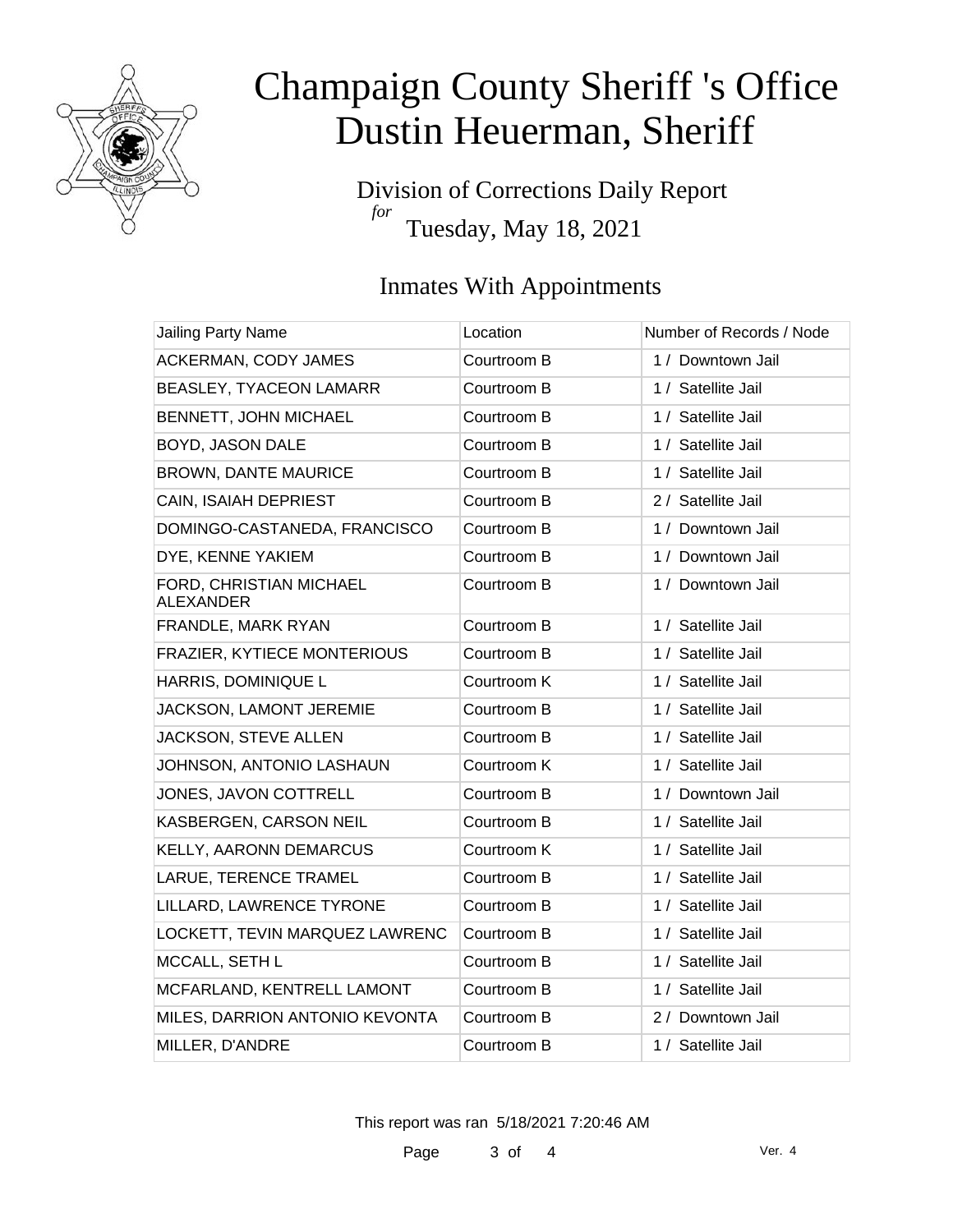# Champaign County Sheriff 's Office
# Dustin Heuerman, Sheriff

Division of Corrections Daily Report
*for*
Tuesday, May 18, 2021

## Inmates With Appointments

| Jailing Party Name | Location | Number of Records / Node |
| --- | --- | --- |
| ACKERMAN, CODY JAMES | Courtroom B | 1 / Downtown Jail |
| BEASLEY, TYACEON LAMARR | Courtroom B | 1 / Satellite Jail |
| BENNETT, JOHN MICHAEL | Courtroom B | 1 / Satellite Jail |
| BOYD, JASON DALE | Courtroom B | 1 / Satellite Jail |
| BROWN, DANTE MAURICE | Courtroom B | 1 / Satellite Jail |
| CAIN, ISAIAH DEPRIEST | Courtroom B | 2 / Satellite Jail |
| DOMINGO-CASTANEDA, FRANCISCO | Courtroom B | 1 / Downtown Jail |
| DYE, KENNE YAKIEM | Courtroom B | 1 / Downtown Jail |
| FORD, CHRISTIAN MICHAEL ALEXANDER | Courtroom B | 1 / Downtown Jail |
| FRANDLE, MARK RYAN | Courtroom B | 1 / Satellite Jail |
| FRAZIER, KYTIECE MONTERIOUS | Courtroom B | 1 / Satellite Jail |
| HARRIS, DOMINIQUE L | Courtroom K | 1 / Satellite Jail |
| JACKSON, LAMONT JEREMIE | Courtroom B | 1 / Satellite Jail |
| JACKSON, STEVE ALLEN | Courtroom B | 1 / Satellite Jail |
| JOHNSON, ANTONIO LASHAUN | Courtroom K | 1 / Satellite Jail |
| JONES, JAVON COTTRELL | Courtroom B | 1 / Downtown Jail |
| KASBERGEN, CARSON NEIL | Courtroom B | 1 / Satellite Jail |
| KELLY, AARONN DEMARCUS | Courtroom K | 1 / Satellite Jail |
| LARUE, TERENCE TRAMEL | Courtroom B | 1 / Satellite Jail |
| LILLARD, LAWRENCE TYRONE | Courtroom B | 1 / Satellite Jail |
| LOCKETT, TEVIN MARQUEZ LAWRENC | Courtroom B | 1 / Satellite Jail |
| MCCALL, SETH L | Courtroom B | 1 / Satellite Jail |
| MCFARLAND, KENTRELL LAMONT | Courtroom B | 1 / Satellite Jail |
| MILES, DARRION ANTONIO KEVONTA | Courtroom B | 2 / Downtown Jail |
| MILLER, D'ANDRE | Courtroom B | 1 / Satellite Jail |

This report was ran 5/18/2021 7:20:46 AM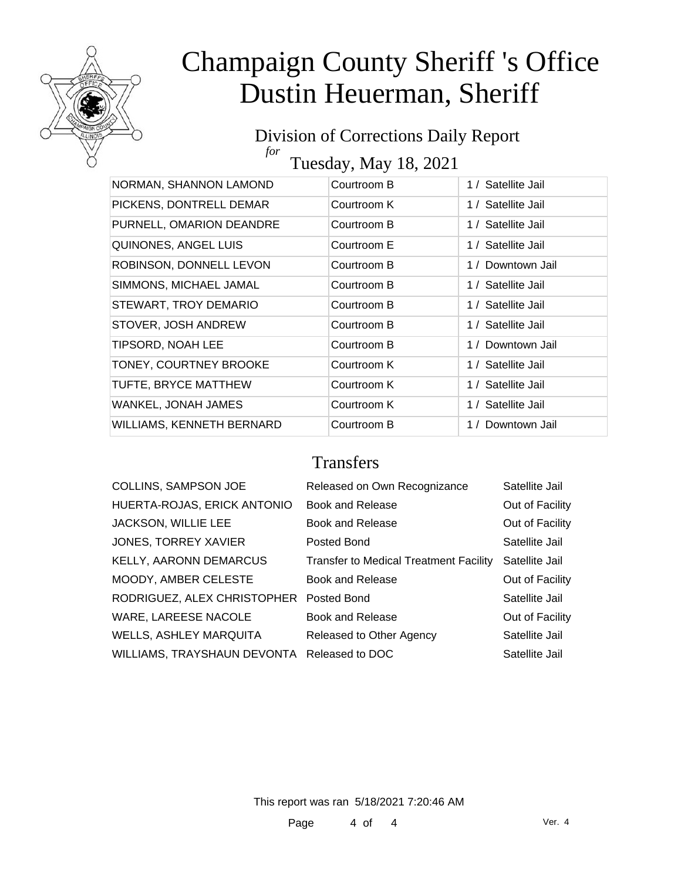# Champaign County Sheriff 's Office
# Dustin Heuerman, Sheriff

## Division of Corrections Daily Report

*for*

## Tuesday, May 18, 2021

| | | |
|---|---|---|
| NORMAN, SHANNON LAMOND | Courtroom B | 1 / Satellite Jail |
| PICKENS, DONTRELL DEMAR | Courtroom K | 1 / Satellite Jail |
| PURNELL, OMARION DEANDRE | Courtroom B | 1 / Satellite Jail |
| QUINONES, ANGEL LUIS | Courtroom E | 1 / Satellite Jail |
| ROBINSON, DONNELL LEVON | Courtroom B | 1 / Downtown Jail |
| SIMMONS, MICHAEL JAMAL | Courtroom B | 1 / Satellite Jail |
| STEWART, TROY DEMARIO | Courtroom B | 1 / Satellite Jail |
| STOVER, JOSH ANDREW | Courtroom B | 1 / Satellite Jail |
| TIPSORD, NOAH LEE | Courtroom B | 1 / Downtown Jail |
| TONEY, COURTNEY BROOKE | Courtroom K | 1 / Satellite Jail |
| TUFTE, BRYCE MATTHEW | Courtroom K | 1 / Satellite Jail |
| WANKEL, JONAH JAMES | Courtroom K | 1 / Satellite Jail |
| WILLIAMS, KENNETH BERNARD | Courtroom B | 1 / Downtown Jail |

## Transfers

| | | |
|---|---|---|
| COLLINS, SAMPSON JOE | Released on Own Recognizance | Satellite Jail |
| HUERTA-ROJAS, ERICK ANTONIO | Book and Release | Out of Facility |
| JACKSON, WILLIE LEE | Book and Release | Out of Facility |
| JONES, TORREY XAVIER | Posted Bond | Satellite Jail |
| KELLY, AARONN DEMARCUS | Transfer to Medical Treatment Facility | Satellite Jail |
| MOODY, AMBER CELESTE | Book and Release | Out of Facility |
| RODRIGUEZ, ALEX CHRISTOPHER | Posted Bond | Satellite Jail |
| WARE, LAREESE NACOLE | Book and Release | Out of Facility |
| WELLS, ASHLEY MARQUITA | Released to Other Agency | Satellite Jail |
| WILLIAMS, TRAYSHAUN DEVONTA | Released to DOC | Satellite Jail |

This report was ran 5/18/2021 7:20:46 AM

Ver. 4